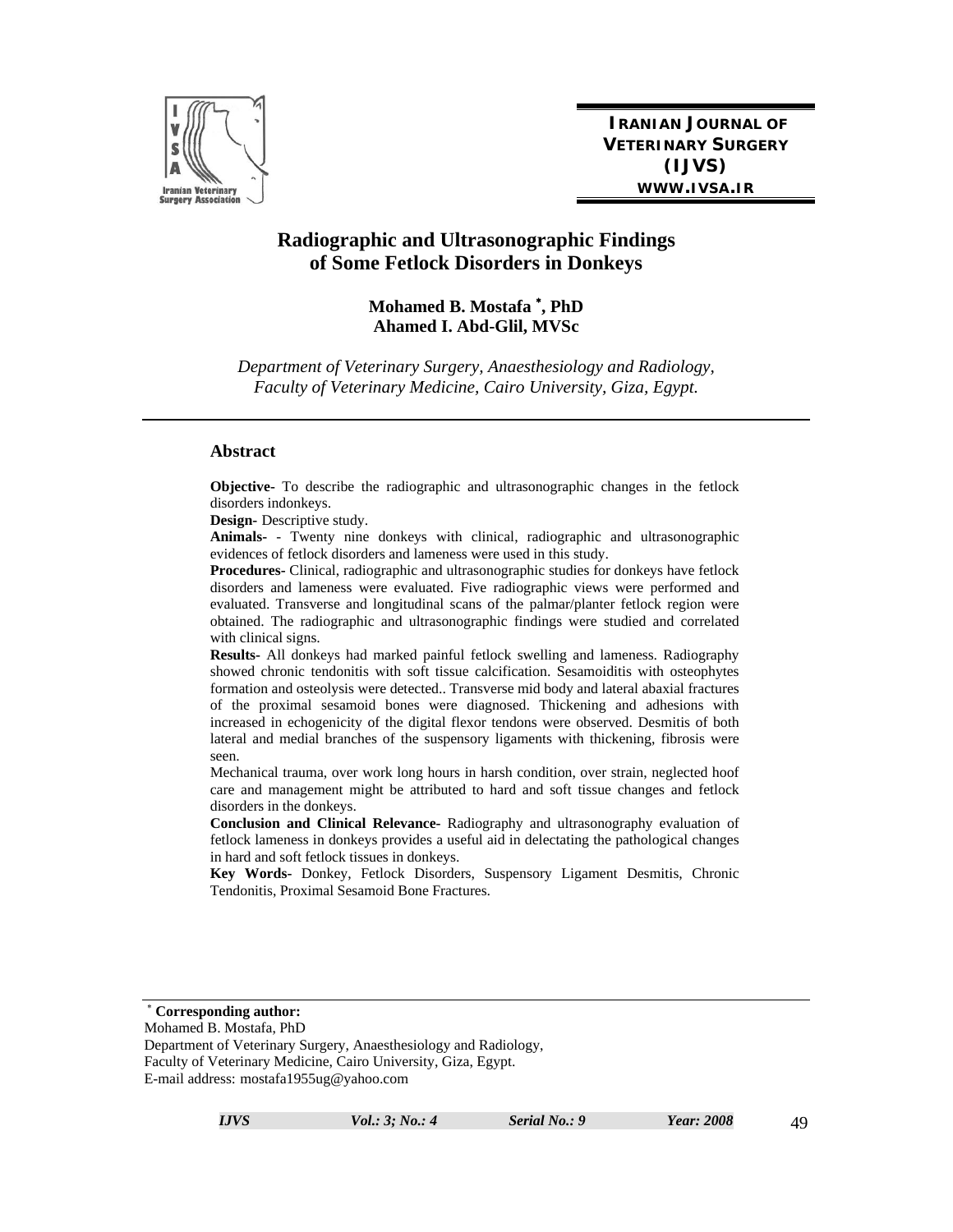IRANIAN JOURNAL OF VETERINARY SURGERY (IJVS)
WWW.IVSA.IR

# Radiographic and Ultrasonographic Findings of Some Fetlock Disorders in Donkeys

**Mohamed B. Mostafa [*], PhD**
**Ahamed I. Abd-Glil, MVSc**

*Department of Veterinary Surgery, Anaesthesiology and Radiology, Faculty of Veterinary Medicine, Cairo University, Giza, Egypt.*

---

## Abstract

**Objective-** To describe the radiographic and ultrasonographic changes in the fetlock disorders indonkeys.

**Design-** Descriptive study.

**Animals-** - Twenty nine donkeys with clinical, radiographic and ultrasonographic evidences of fetlock disorders and lameness were used in this study.

**Procedures-** Clinical, radiographic and ultrasonographic studies for donkeys have fetlock disorders and lameness were evaluated. Five radiographic views were performed and evaluated. Transverse and longitudinal scans of the palmar/planter fetlock region were obtained. The radiographic and ultrasonographic findings were studied and correlated with clinical signs.

**Results-** All donkeys had marked painful fetlock swelling and lameness. Radiography showed chronic tendonitis with soft tissue calcification. Sesamoiditis with osteophytes formation and osteolysis were detected.. Transverse mid body and lateral abaxial fractures of the proximal sesamoid bones were diagnosed. Thickening and adhesions with increased in echogenicity of the digital flexor tendons were observed. Desmitis of both lateral and medial branches of the suspensory ligaments with thickening, fibrosis were seen.

Mechanical trauma, over work long hours in harsh condition, over strain, neglected hoof care and management might be attributed to hard and soft tissue changes and fetlock disorders in the donkeys.

**Conclusion and Clinical Relevance-** Radiography and ultrasonography evaluation of fetlock lameness in donkeys provides a useful aid in delectating the pathological changes in hard and soft fetlock tissues in donkeys.

**Key Words-** Donkey, Fetlock Disorders, Suspensory Ligament Desmitis, Chronic Tendonitis, Proximal Sesamoid Bone Fractures.

---

[*] **Corresponding author:**
Mohamed B. Mostafa, PhD
Department of Veterinary Surgery, Anaesthesiology and Radiology,
Faculty of Veterinary Medicine, Cairo University, Giza, Egypt.
E-mail address: mostafa1955ug@yahoo.com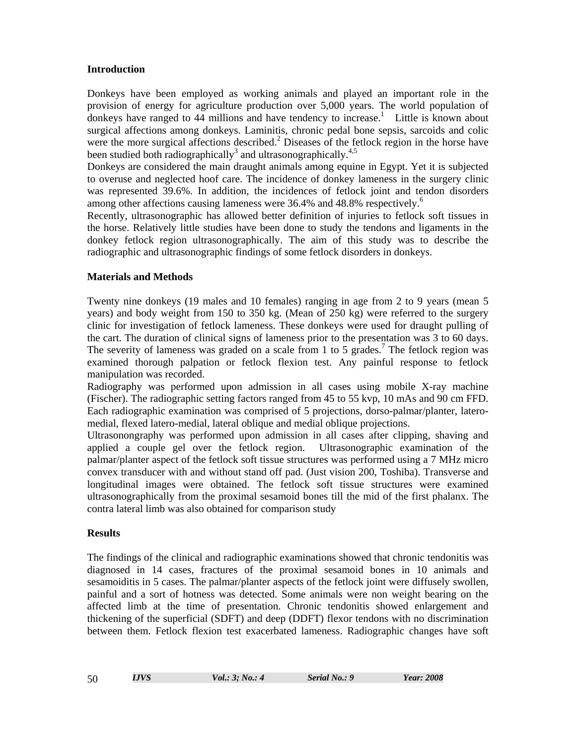## Introduction

Donkeys have been employed as working animals and played an important role in the provision of energy for agriculture production over 5,000 years. The world population of donkeys have ranged to 44 millions and have tendency to increase.[1] Little is known about surgical affections among donkeys. Laminitis, chronic pedal bone sepsis, sarcoids and colic were the more surgical affections described.[2] Diseases of the fetlock region in the horse have been studied both radiographically[3] and ultrasonographically.[4,5]

Donkeys are considered the main draught animals among equine in Egypt. Yet it is subjected to overuse and neglected hoof care. The incidence of donkey lameness in the surgery clinic was represented 39.6%. In addition, the incidences of fetlock joint and tendon disorders among other affections causing lameness were 36.4% and 48.8% respectively.[6]

Recently, ultrasonographic has allowed better definition of injuries to fetlock soft tissues in the horse. Relatively little studies have been done to study the tendons and ligaments in the donkey fetlock region ultrasonographically. The aim of this study was to describe the radiographic and ultrasonographic findings of some fetlock disorders in donkeys.

## Materials and Methods

Twenty nine donkeys (19 males and 10 females) ranging in age from 2 to 9 years (mean 5 years) and body weight from 150 to 350 kg. (Mean of 250 kg) were referred to the surgery clinic for investigation of fetlock lameness. These donkeys were used for draught pulling of the cart. The duration of clinical signs of lameness prior to the presentation was 3 to 60 days. The severity of lameness was graded on a scale from 1 to 5 grades.[7] The fetlock region was examined thorough palpation or fetlock flexion test. Any painful response to fetlock manipulation was recorded.

Radiography was performed upon admission in all cases using mobile X-ray machine (Fischer). The radiographic setting factors ranged from 45 to 55 kvp, 10 mAs and 90 cm FFD. Each radiographic examination was comprised of 5 projections, dorso-palmar/planter, latero-medial, flexed latero-medial, lateral oblique and medial oblique projections.

Ultrasonongraphy was performed upon admission in all cases after clipping, shaving and applied a couple gel over the fetlock region. Ultrasonographic examination of the palmar/planter aspect of the fetlock soft tissue structures was performed using a 7 MHz micro convex transducer with and without stand off pad. (Just vision 200, Toshiba). Transverse and longitudinal images were obtained. The fetlock soft tissue structures were examined ultrasonographically from the proximal sesamoid bones till the mid of the first phalanx. The contra lateral limb was also obtained for comparison study

## Results

The findings of the clinical and radiographic examinations showed that chronic tendonitis was diagnosed in 14 cases, fractures of the proximal sesamoid bones in 10 animals and sesamoiditis in 5 cases. The palmar/planter aspects of the fetlock joint were diffusely swollen, painful and a sort of hotness was detected. Some animals were non weight bearing on the affected limb at the time of presentation. Chronic tendonitis showed enlargement and thickening of the superficial (SDFT) and deep (DDFT) flexor tendons with no discrimination between them. Fetlock flexion test exacerbated lameness. Radiographic changes have soft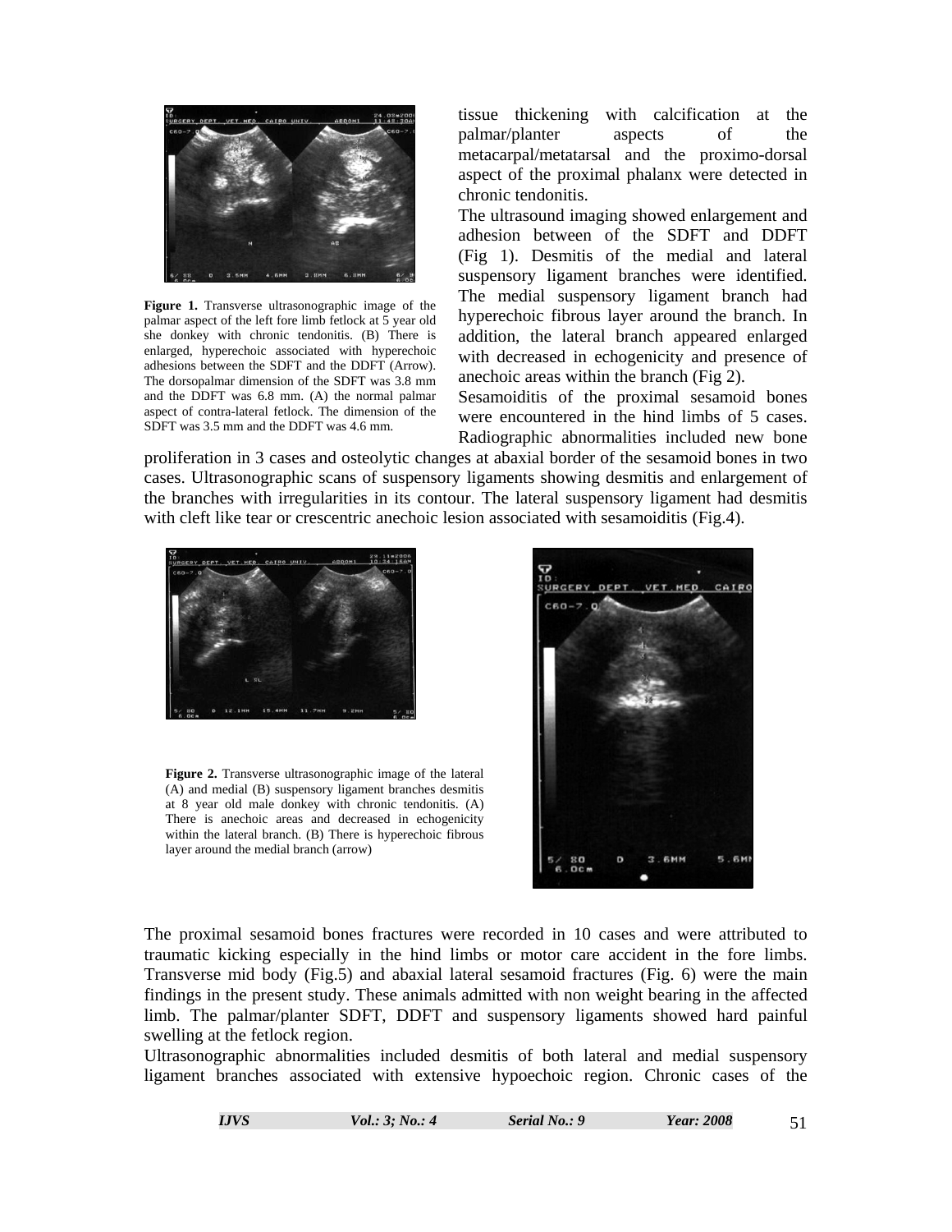tissue thickening with calcification at the palmar/planter aspects of the metacarpal/metatarsal and the proximo-dorsal aspect of the proximal phalanx were detected in chronic tendonitis.

The ultrasound imaging showed enlargement and adhesion between of the SDFT and DDFT (Fig 1). Desmitis of the medial and lateral suspensory ligament branches were identified. The medial suspensory ligament branch had hyperechoic fibrous layer around the branch. In addition, the lateral branch appeared enlarged with decreased in echogenicity and presence of anechoic areas within the branch (Fig 2).

**Figure 1.** Transverse ultrasonographic image of the palmar aspect of the left fore limb fetlock at 5 year old she donkey with chronic tendonitis. (B) There is enlarged, hyperechoic associated with hyperechoic adhesions between the SDFT and the DDFT (Arrow). The dorsopalmar dimension of the SDFT was 3.8 mm and the DDFT was 6.8 mm. (A) the normal palmar aspect of contra-lateral fetlock. The dimension of the SDFT was 3.5 mm and the DDFT was 4.6 mm.

Sesamoiditis of the proximal sesamoid bones were encountered in the hind limbs of 5 cases. Radiographic abnormalities included new bone proliferation in 3 cases and osteolytic changes at abaxial border of the sesamoid bones in two cases. Ultrasonographic scans of suspensory ligaments showing desmitis and enlargement of the branches with irregularities in its contour. The lateral suspensory ligament had desmitis with cleft like tear or crescentric anechoic lesion associated with sesamoiditis (Fig.4).

**Figure 2.** Transverse ultrasonographic image of the lateral (A) and medial (B) suspensory ligament branches desmitis at 8 year old male donkey with chronic tendonitis. (A) There is anechoic areas and decreased in echogenicity within the lateral branch. (B) There is hyperechoic fibrous layer around the medial branch (arrow)

The proximal sesamoid bones fractures were recorded in 10 cases and were attributed to traumatic kicking especially in the hind limbs or motor care accident in the fore limbs. Transverse mid body (Fig.5) and abaxial lateral sesamoid fractures (Fig. 6) were the main findings in the present study. These animals admitted with non weight bearing in the affected limb. The palmar/planter SDFT, DDFT and suspensory ligaments showed hard painful swelling at the fetlock region.

Ultrasonographic abnormalities included desmitis of both lateral and medial suspensory ligament branches associated with extensive hypoechoic region. Chronic cases of the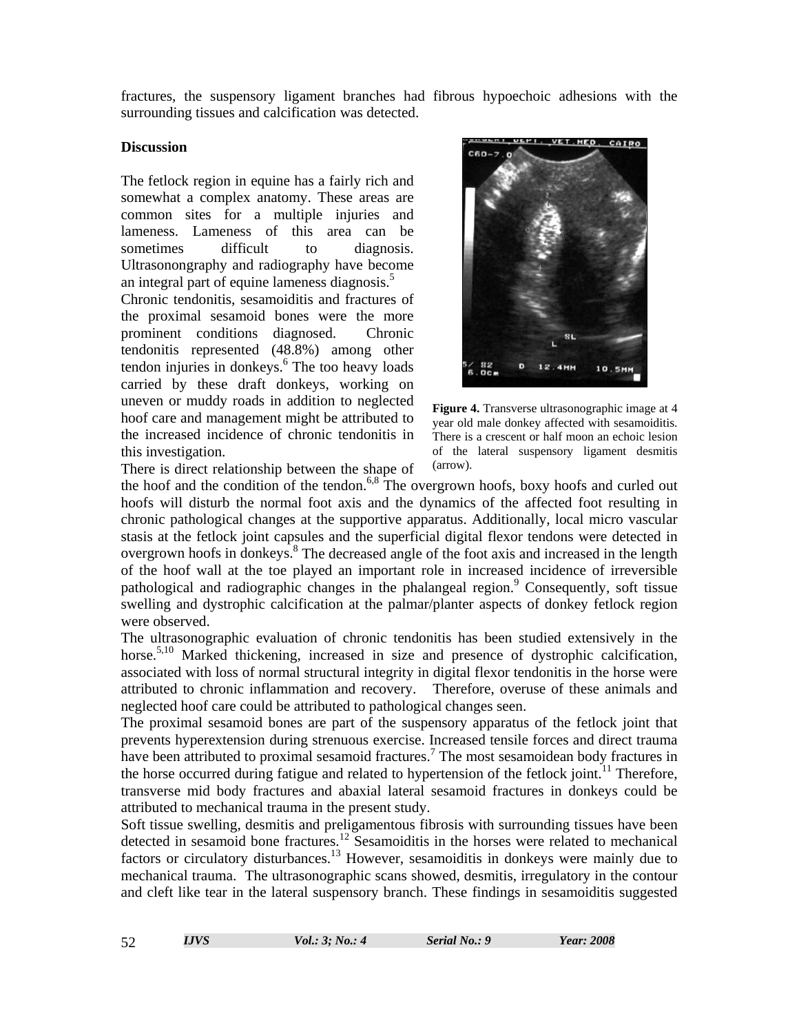fractures, the suspensory ligament branches had fibrous hypoechoic adhesions with the surrounding tissues and calcification was detected.

## Discussion

The fetlock region in equine has a fairly rich and somewhat a complex anatomy. These areas are common sites for a multiple injuries and lameness. Lameness of this area can be sometimes difficult to diagnosis. Ultrasonongraphy and radiography have become an integral part of equine lameness diagnosis.[5]

Chronic tendonitis, sesamoiditis and fractures of the proximal sesamoid bones were the more prominent conditions diagnosed. Chronic tendonitis represented (48.8%) among other tendon injuries in donkeys.[6] The too heavy loads carried by these draft donkeys, working on uneven or muddy roads in addition to neglected hoof care and management might be attributed to the increased incidence of chronic tendonitis in this investigation.

**Figure 4.** Transverse ultrasonographic image at 4 year old male donkey affected with sesamoiditis. There is a crescent or half moon an echoic lesion of the lateral suspensory ligament desmitis (arrow).

There is direct relationship between the shape of the hoof and the condition of the tendon.[6,8] The overgrown hoofs, boxy hoofs and curled out hoofs will disturb the normal foot axis and the dynamics of the affected foot resulting in chronic pathological changes at the supportive apparatus. Additionally, local micro vascular stasis at the fetlock joint capsules and the superficial digital flexor tendons were detected in overgrown hoofs in donkeys.[8] The decreased angle of the foot axis and increased in the length of the hoof wall at the toe played an important role in increased incidence of irreversible pathological and radiographic changes in the phalangeal region.[9] Consequently, soft tissue swelling and dystrophic calcification at the palmar/planter aspects of donkey fetlock region were observed.

The ultrasonographic evaluation of chronic tendonitis has been studied extensively in the horse.[5,10] Marked thickening, increased in size and presence of dystrophic calcification, associated with loss of normal structural integrity in digital flexor tendonitis in the horse were attributed to chronic inflammation and recovery. Therefore, overuse of these animals and neglected hoof care could be attributed to pathological changes seen.

The proximal sesamoid bones are part of the suspensory apparatus of the fetlock joint that prevents hyperextension during strenuous exercise. Increased tensile forces and direct trauma have been attributed to proximal sesamoid fractures.[7] The most sesamoidean body fractures in the horse occurred during fatigue and related to hypertension of the fetlock joint.[11] Therefore, transverse mid body fractures and abaxial lateral sesamoid fractures in donkeys could be attributed to mechanical trauma in the present study.

Soft tissue swelling, desmitis and preligamentous fibrosis with surrounding tissues have been detected in sesamoid bone fractures.[12] Sesamoiditis in the horses were related to mechanical factors or circulatory disturbances.[13] However, sesamoiditis in donkeys were mainly due to mechanical trauma. The ultrasonographic scans showed, desmitis, irregulatory in the contour and cleft like tear in the lateral suspensory branch. These findings in sesamoiditis suggested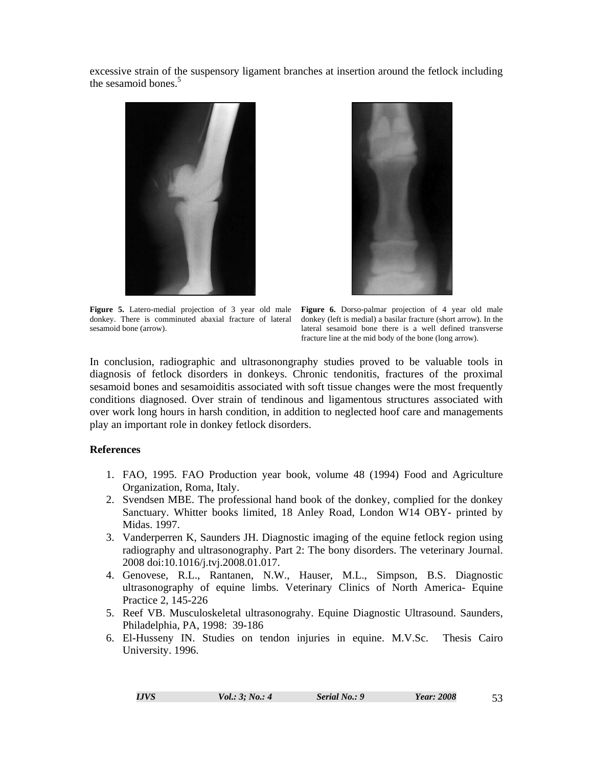excessive strain of the suspensory ligament branches at insertion around the fetlock including the sesamoid bones.[5]

**Figure 5.** Latero-medial projection of 3 year old male donkey. There is comminuted abaxial fracture of lateral sesamoid bone (arrow).

**Figure 6.** Dorso-palmar projection of 4 year old male donkey (left is medial) a basilar fracture (short arrow). In the lateral sesamoid bone there is a well defined transverse fracture line at the mid body of the bone (long arrow).

In conclusion, radiographic and ultrasonongraphy studies proved to be valuable tools in diagnosis of fetlock disorders in donkeys. Chronic tendonitis, fractures of the proximal sesamoid bones and sesamoiditis associated with soft tissue changes were the most frequently conditions diagnosed. Over strain of tendinous and ligamentous structures associated with over work long hours in harsh condition, in addition to neglected hoof care and managements play an important role in donkey fetlock disorders.

## References

1. FAO, 1995. FAO Production year book, volume 48 (1994) Food and Agriculture Organization, Roma, Italy.
2. Svendsen MBE. The professional hand book of the donkey, complied for the donkey Sanctuary. Whitter books limited, 18 Anley Road, London W14 OBY- printed by Midas. 1997.
3. Vanderperren K, Saunders JH. Diagnostic imaging of the equine fetlock region using radiography and ultrasonography. Part 2: The bony disorders. The veterinary Journal. 2008 doi:10.1016/j.tvj.2008.01.017.
4. Genovese, R.L., Rantanen, N.W., Hauser, M.L., Simpson, B.S. Diagnostic ultrasonography of equine limbs. Veterinary Clinics of North America- Equine Practice 2, 145-226
5. Reef VB. Musculoskeletal ultrasonograhy. Equine Diagnostic Ultrasound. Saunders, Philadelphia, PA, 1998: 39-186
6. El-Husseny IN. Studies on tendon injuries in equine. M.V.Sc. Thesis Cairo University. 1996.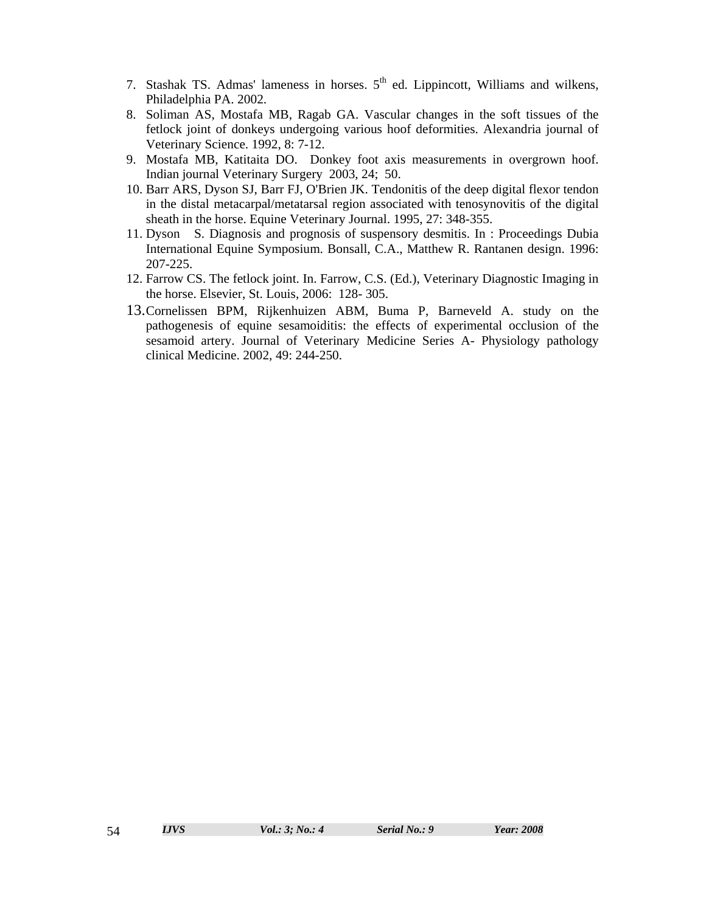7. Stashak TS. Admas' lameness in horses. 5th ed. Lippincott, Williams and wilkens, Philadelphia PA. 2002.
8. Soliman AS, Mostafa MB, Ragab GA. Vascular changes in the soft tissues of the fetlock joint of donkeys undergoing various hoof deformities. Alexandria journal of Veterinary Science. 1992, 8: 7-12.
9. Mostafa MB, Katitaita DO. Donkey foot axis measurements in overgrown hoof. Indian journal Veterinary Surgery 2003, 24; 50.
10. Barr ARS, Dyson SJ, Barr FJ, O'Brien JK. Tendonitis of the deep digital flexor tendon in the distal metacarpal/metatarsal region associated with tenosynovitis of the digital sheath in the horse. Equine Veterinary Journal. 1995, 27: 348-355.
11. Dyson S. Diagnosis and prognosis of suspensory desmitis. In : Proceedings Dubia International Equine Symposium. Bonsall, C.A., Matthew R. Rantanen design. 1996: 207-225.
12. Farrow CS. The fetlock joint. In. Farrow, C.S. (Ed.), Veterinary Diagnostic Imaging in the horse. Elsevier, St. Louis, 2006: 128- 305.
13. Cornelissen BPM, Rijkenhuizen ABM, Buma P, Barneveld A. study on the pathogenesis of equine sesamoiditis: the effects of experimental occlusion of the sesamoid artery. Journal of Veterinary Medicine Series A- Physiology pathology clinical Medicine. 2002, 49: 244-250.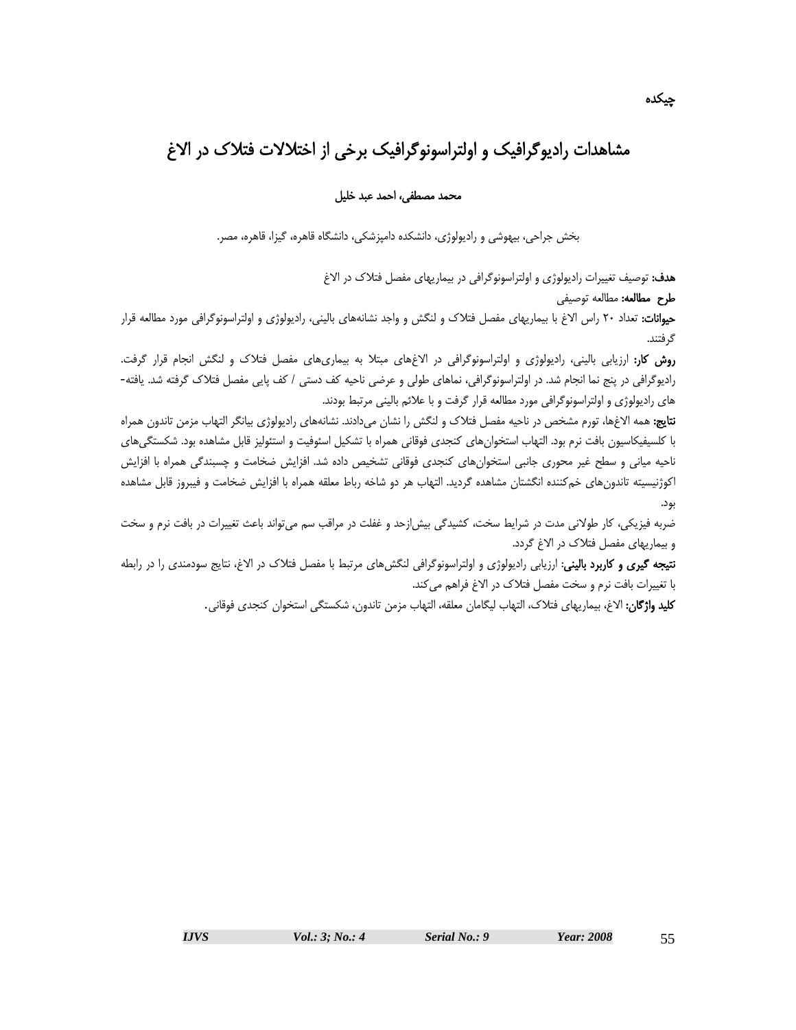**چیکده**

# مشاهدات رادیوگرافیک و اولتراسونوگرافیک برخی از اختلالات فتلاک در الاغ

**محمد مصطفی، احمد عبد خلیل**

بخش جراحی، بیهوشی و رادیولوژی، دانشکده دامپزشکی، دانشگاه قاهره، گیزا، قاهره، مصر.

**هدف:** توصیف تغییرات رادیولوژی و اولتراسونوگرافی در بیماریهای مفصل فتلاک در الاغ

**طرح مطالعه:** مطالعه توصیفی

**حیوانات:** تعداد ۲۰ راس الاغ با بیماریهای مفصل فتلاک و لنگش و واجد نشانههای بالینی، رادیولوژی و اولتراسونوگرافی مورد مطالعه قرار گرفتند.

**روش کار:** ارزیابی بالینی، رادیولوژی و اولتراسونوگرافی در الاغهای مبتلا به بیماری‌های مفصل فتلاک و لنگش انجام قرار گرفت. رادیوگرافی در پنج نما انجام شد. در اولتراسونوگرافی، نماهای طولی و عرضی ناحیه کف دستی / کف پایی مفصل فتلاک گرفته شد. یافته-های رادیولوژی و اولتراسونوگرافی مورد مطالعه قرار گرفت و با علائم بالینی مرتبط بودند.

**نتایج:** همه الاغها، تورم مشخص در ناحیه مفصل فتلاک و لنگش را نشان می‌دادند. نشانه‌های رادیولوژی بیانگر التهاب مزمن تاندون همراه با کلسیفیکاسیون بافت نرم بود. التهاب استخوان‌های کنجدی فوقانی همراه با تشکیل اسئوفیت و استئولیز قابل مشاهده بود. شکستگی‌های ناحیه میانی و سطح غیر محوری جانبی استخوان‌های کنجدی فوقانی تشخیص داده شد. افزایش ضخامت و چسبندگی همراه با افزایش اکوژنیسیته تاندون‌های خم‌کننده انگشتان مشاهده گردید. التهاب هر دو شاخه رباط معلقه همراه با افزایش ضخامت و فیبروز قابل مشاهده بود.

ضربه فیزیکی، کار طولانی مدت در شرایط سخت، کشیدگی بیش‌ازحد و غفلت در مراقب سم می‌تواند باعث تغییرات در بافت نرم و سخت و بیماریهای مفصل فتلاک در الاغ گردد.

**نتیجه گیری و کاربرد بالینی:** ارزیابی رادیولوژی و اولتراسونوگرافی لنگش‌های مرتبط با مفصل فتلاک در الاغ، نتایج سودمندی را در رابطه با تغییرات بافت نرم و سخت مفصل فتلاک در الاغ فراهم می‌کند.

**کلید واژگان:** الاغ، بیماریهای فتلاک، التهاب لیگامان معلقه، التهاب مزمن تاندون، شکستگی استخوان کنجدی فوقانی.